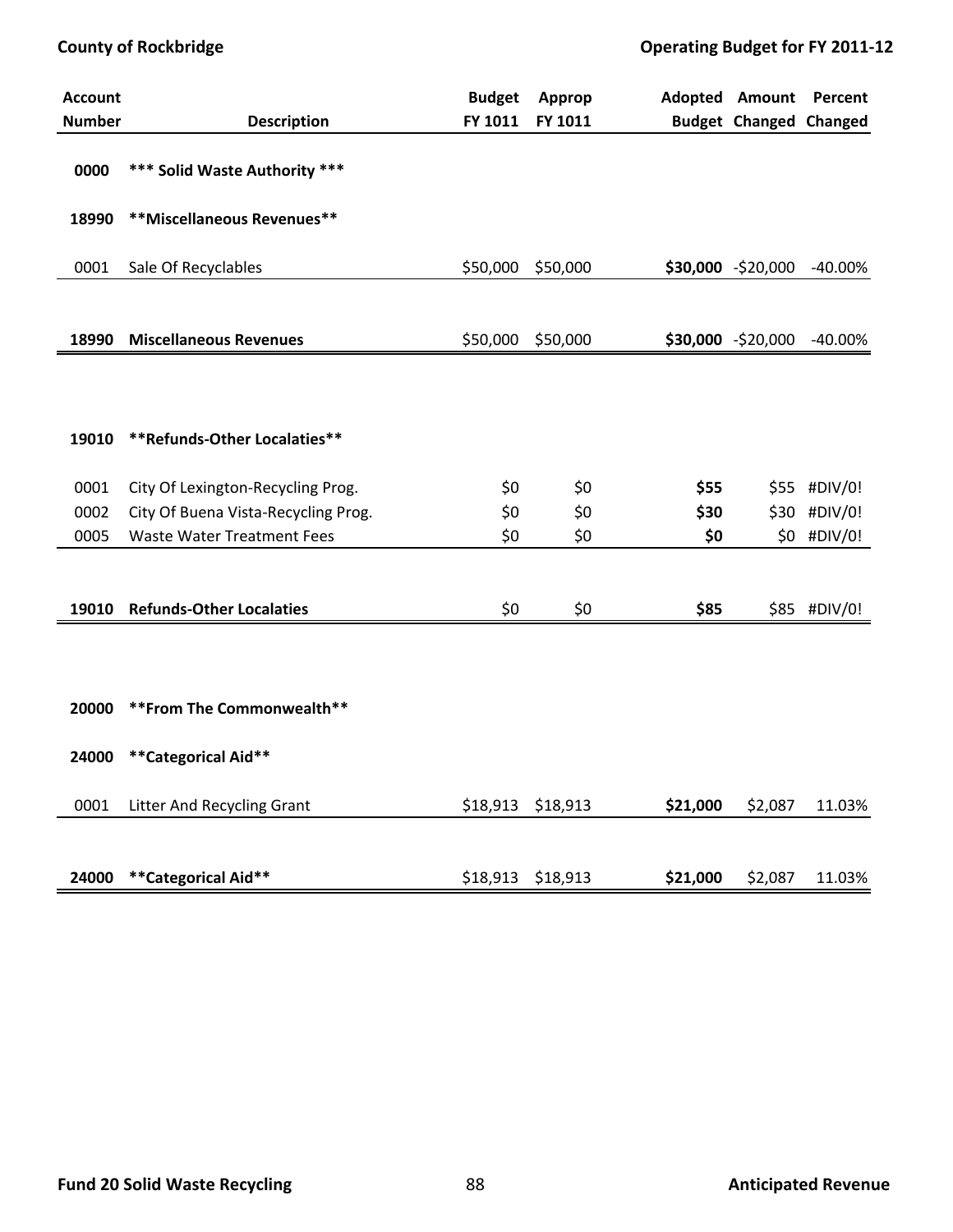| Account Number | Description | Budget FY 1011 | Approp FY 1011 | Adopted Budget | Amount Changed | Percent Changed |
|---|---|---|---|---|---|---|
| 0000 | *** Solid Waste Authority *** | | | | | |
| 18990 | **Miscellaneous Revenues** | | | | | |
| 0001 | Sale Of Recyclables | $50,000 | $50,000 | **$30,000** | -$20,000 | -40.00% |
| **18990** | **Miscellaneous Revenues** | $50,000 | $50,000 | **$30,000** | -$20,000 | -40.00% |
| 19010 | **Refunds-Other Localaties** | | | | | |
| 0001 | City Of Lexington-Recycling Prog. | $0 | $0 | **$55** | $55 | #DIV/0! |
| 0002 | City Of Buena Vista-Recycling Prog. | $0 | $0 | **$30** | $30 | #DIV/0! |
| 0005 | Waste Water Treatment Fees | $0 | $0 | **$0** | $0 | #DIV/0! |
| **19010** | **Refunds-Other Localaties** | $0 | $0 | **$85** | $85 | #DIV/0! |
| 20000 | **From The Commonwealth** | | | | | |
| 24000 | **Categorical Aid** | | | | | |
| 0001 | Litter And Recycling Grant | $18,913 | $18,913 | **$21,000** | $2,087 | 11.03% |
| **24000** | ****Categorical Aid**** | $18,913 | $18,913 | **$21,000** | $2,087 | 11.03% |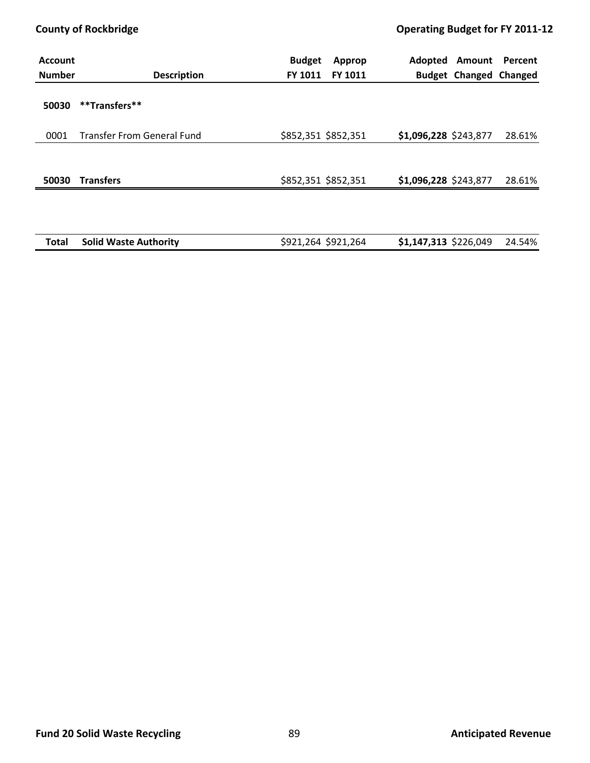| Account Number | Description | Budget FY 1011 | Approp FY 1011 | Adopted Budget | Amount Changed | Percent Changed |
|---|---|---|---|---|---|---|
| **50030** | **\*\*Transfers\*\*** | | | | | |
| 0001 | Transfer From General Fund | $852,351 | $852,351 | **$1,096,228** | $243,877 | 28.61% |
| **50030** | **Transfers** | $852,351 | $852,351 | **$1,096,228** | $243,877 | 28.61% |
| **Total** | **Solid Waste Authority** | $921,264 | $921,264 | **$1,147,313** | $226,049 | 24.54% |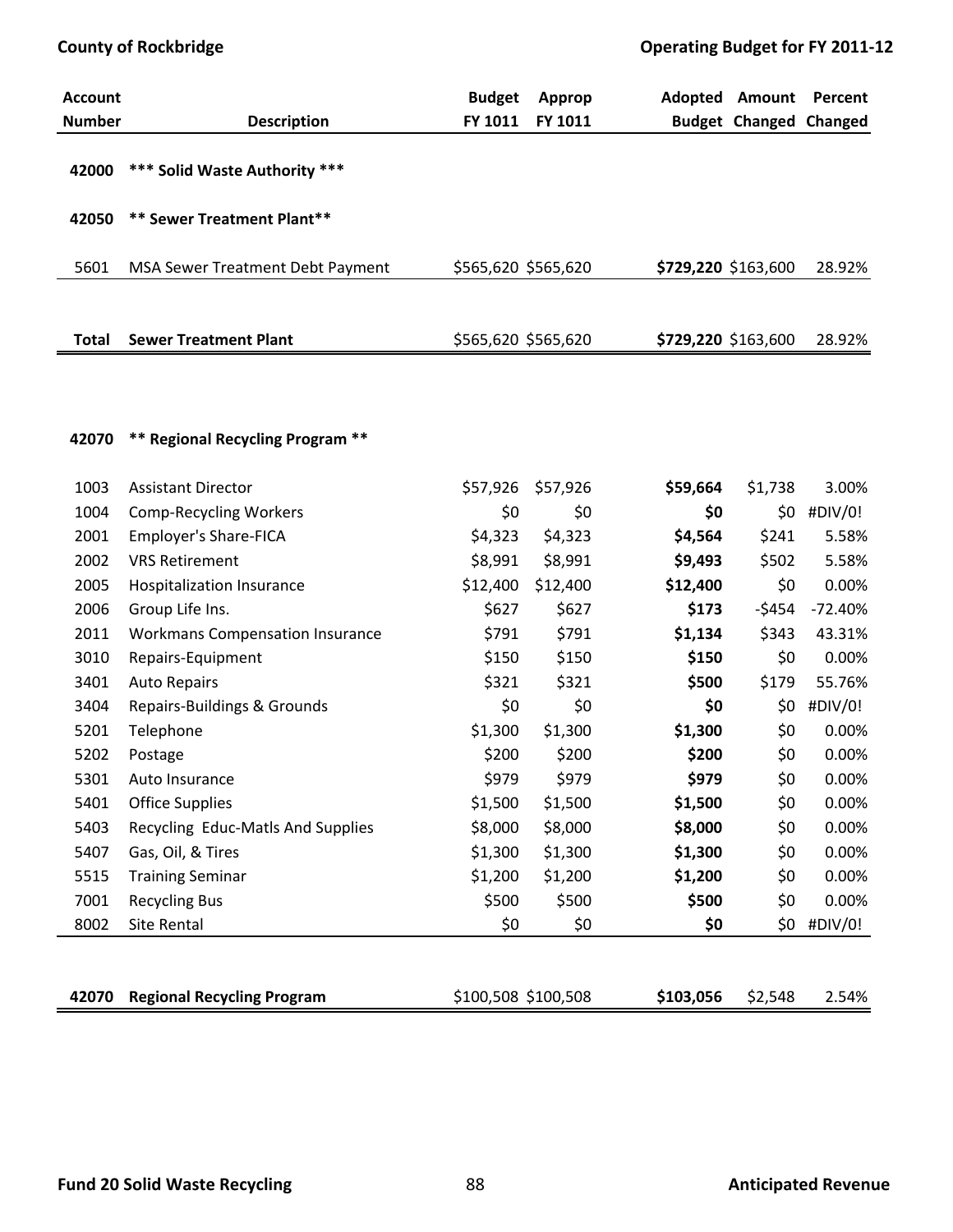| Account Number | Description | Budget FY 1011 | Approp FY 1011 | Adopted Budget | Amount Changed | Percent Changed |
|---|---|---|---|---|---|---|
| **42000** | **\*\*\* Solid Waste Authority \*\*\*** | | | | | |
| **42050** | **\*\* Sewer Treatment Plant\*\*** | | | | | |
| 5601 | MSA Sewer Treatment Debt Payment | $565,620 | $565,620 | **$729,220** | $163,600 | 28.92% |
| **Total** | **Sewer Treatment Plant** | $565,620 | $565,620 | **$729,220** | $163,600 | 28.92% |
| **42070** | **\*\* Regional Recycling Program \*\*** | | | | | |
| 1003 | Assistant Director | $57,926 | $57,926 | **$59,664** | $1,738 | 3.00% |
| 1004 | Comp-Recycling Workers | $0 | $0 | **$0** | $0 | #DIV/0! |
| 2001 | Employer's Share-FICA | $4,323 | $4,323 | **$4,564** | $241 | 5.58% |
| 2002 | VRS Retirement | $8,991 | $8,991 | **$9,493** | $502 | 5.58% |
| 2005 | Hospitalization Insurance | $12,400 | $12,400 | **$12,400** | $0 | 0.00% |
| 2006 | Group Life Ins. | $627 | $627 | **$173** | -$454 | -72.40% |
| 2011 | Workmans Compensation Insurance | $791 | $791 | **$1,134** | $343 | 43.31% |
| 3010 | Repairs-Equipment | $150 | $150 | **$150** | $0 | 0.00% |
| 3401 | Auto Repairs | $321 | $321 | **$500** | $179 | 55.76% |
| 3404 | Repairs-Buildings & Grounds | $0 | $0 | **$0** | $0 | #DIV/0! |
| 5201 | Telephone | $1,300 | $1,300 | **$1,300** | $0 | 0.00% |
| 5202 | Postage | $200 | $200 | **$200** | $0 | 0.00% |
| 5301 | Auto Insurance | $979 | $979 | **$979** | $0 | 0.00% |
| 5401 | Office Supplies | $1,500 | $1,500 | **$1,500** | $0 | 0.00% |
| 5403 | Recycling Educ-Matls And Supplies | $8,000 | $8,000 | **$8,000** | $0 | 0.00% |
| 5407 | Gas, Oil, & Tires | $1,300 | $1,300 | **$1,300** | $0 | 0.00% |
| 5515 | Training Seminar | $1,200 | $1,200 | **$1,200** | $0 | 0.00% |
| 7001 | Recycling Bus | $500 | $500 | **$500** | $0 | 0.00% |
| 8002 | Site Rental | $0 | $0 | **$0** | $0 | #DIV/0! |
| **42070** | **Regional Recycling Program** | $100,508 | $100,508 | **$103,056** | $2,548 | 2.54% |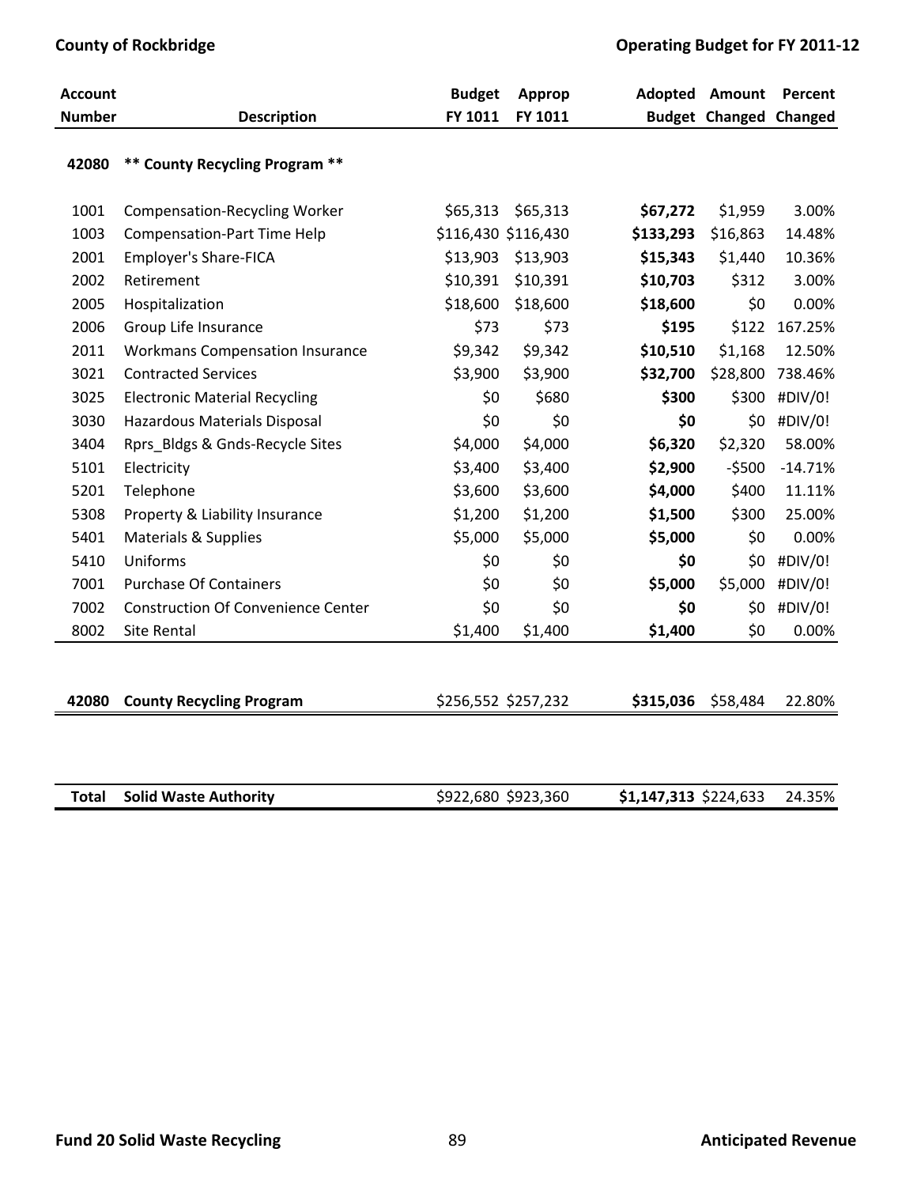| Account Number | Description | Budget FY 1011 | Approp FY 1011 | Adopted Budget | Amount Changed | Percent Changed |
|---|---|---|---|---|---|---|
| **42080** | **\*\* County Recycling Program \*\*** | | | | | |
| 1001 | Compensation-Recycling Worker | \$65,313 | \$65,313 | **\$67,272** | \$1,959 | 3.00% |
| 1003 | Compensation-Part Time Help | \$116,430 | \$116,430 | **\$133,293** | \$16,863 | 14.48% |
| 2001 | Employer's Share-FICA | \$13,903 | \$13,903 | **\$15,343** | \$1,440 | 10.36% |
| 2002 | Retirement | \$10,391 | \$10,391 | **\$10,703** | \$312 | 3.00% |
| 2005 | Hospitalization | \$18,600 | \$18,600 | **\$18,600** | \$0 | 0.00% |
| 2006 | Group Life Insurance | \$73 | \$73 | **\$195** | \$122 | 167.25% |
| 2011 | Workmans Compensation Insurance | \$9,342 | \$9,342 | **\$10,510** | \$1,168 | 12.50% |
| 3021 | Contracted Services | \$3,900 | \$3,900 | **\$32,700** | \$28,800 | 738.46% |
| 3025 | Electronic Material Recycling | \$0 | \$680 | **\$300** | \$300 | #DIV/0! |
| 3030 | Hazardous Materials Disposal | \$0 | \$0 | **\$0** | \$0 | #DIV/0! |
| 3404 | Rprs_Bldgs & Gnds-Recycle Sites | \$4,000 | \$4,000 | **\$6,320** | \$2,320 | 58.00% |
| 5101 | Electricity | \$3,400 | \$3,400 | **\$2,900** | -\$500 | -14.71% |
| 5201 | Telephone | \$3,600 | \$3,600 | **\$4,000** | \$400 | 11.11% |
| 5308 | Property & Liability Insurance | \$1,200 | \$1,200 | **\$1,500** | \$300 | 25.00% |
| 5401 | Materials & Supplies | \$5,000 | \$5,000 | **\$5,000** | \$0 | 0.00% |
| 5410 | Uniforms | \$0 | \$0 | **\$0** | \$0 | #DIV/0! |
| 7001 | Purchase Of Containers | \$0 | \$0 | **\$5,000** | \$5,000 | #DIV/0! |
| 7002 | Construction Of Convenience Center | \$0 | \$0 | **\$0** | \$0 | #DIV/0! |
| 8002 | Site Rental | \$1,400 | \$1,400 | **\$1,400** | \$0 | 0.00% |
| **42080** | **County Recycling Program** | \$256,552 | \$257,232 | **\$315,036** | \$58,484 | 22.80% |
| **Total** | **Solid Waste Authority** | \$922,680 | \$923,360 | **\$1,147,313** | \$224,633 | 24.35% |

**Fund 20 Solid Waste Recycling** **Anticipated Revenue**